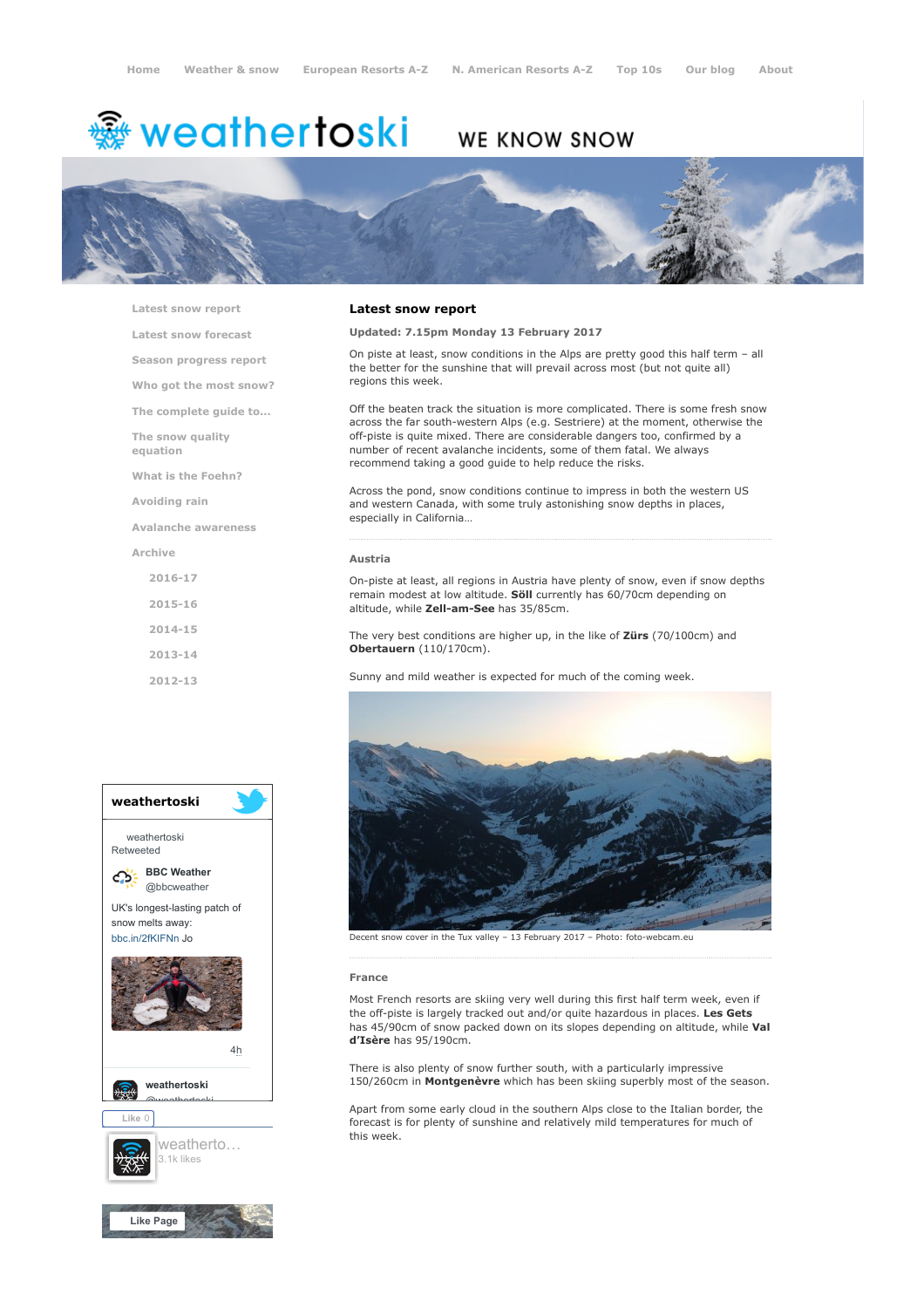Home | Weather & snow | European Resorts A-Z | N. American Resorts A-Z | Top 10s | Our blog | About

# weathertoski

WE KNOW SNOW

- Latest snow report
- Latest snow forecast
- Season progress report
- Who got the most snow?
- The complete guide to...
- The snow quality equation
- What is the Foehn?
- Avoiding rain
- Avalanche awareness
- Archive
  - 2016-17
  - 2015-16
  - 2014-15
  - 2013-14
  - 2012-13

## Latest snow report

**Updated: 7.15pm Monday 13 February 2017**

On piste at least, snow conditions in the Alps are pretty good this half term – all the better for the sunshine that will prevail across most (but not quite all) regions this week.

Off the beaten track the situation is more complicated. There is some fresh snow across the far south-western Alps (e.g. Sestriere) at the moment, otherwise the off-piste is quite mixed. There are considerable dangers too, confirmed by a number of recent avalanche incidents, some of them fatal. We always recommend taking a good guide to help reduce the risks.

Across the pond, snow conditions continue to impress in both the western US and western Canada, with some truly astonishing snow depths in places, especially in California…

### Austria

On-piste at least, all regions in Austria have plenty of snow, even if snow depths remain modest at low altitude. **Söll** currently has 60/70cm depending on altitude, while **Zell-am-See** has 35/85cm.

The very best conditions are higher up, in the like of **Zürs** (70/100cm) and **Obertauern** (110/170cm).

Sunny and mild weather is expected for much of the coming week.

Decent snow cover in the Tux valley – 13 February 2017 – Photo: foto-webcam.eu

### France

Most French resorts are skiing very well during this first half term week, even if the off-piste is largely tracked out and/or quite hazardous in places. **Les Gets** has 45/90cm of snow packed down on its slopes depending on altitude, while **Val d'Isère** has 95/190cm.

There is also plenty of snow further south, with a particularly impressive 150/260cm in **Montgenèvre** which has been skiing superbly most of the season.

Apart from some early cloud in the southern Alps close to the Italian border, the forecast is for plenty of sunshine and relatively mild temperatures for much of this week.

**weathertoski**

weathertoski Retweeted

**BBC Weather** @bbcweather

UK's longest-lasting patch of snow melts away: bbc.in/2fKIFNn Jo

4h

**weathertoski** @weathertoski

Like 0

weatherto… 3.1k likes

Like Page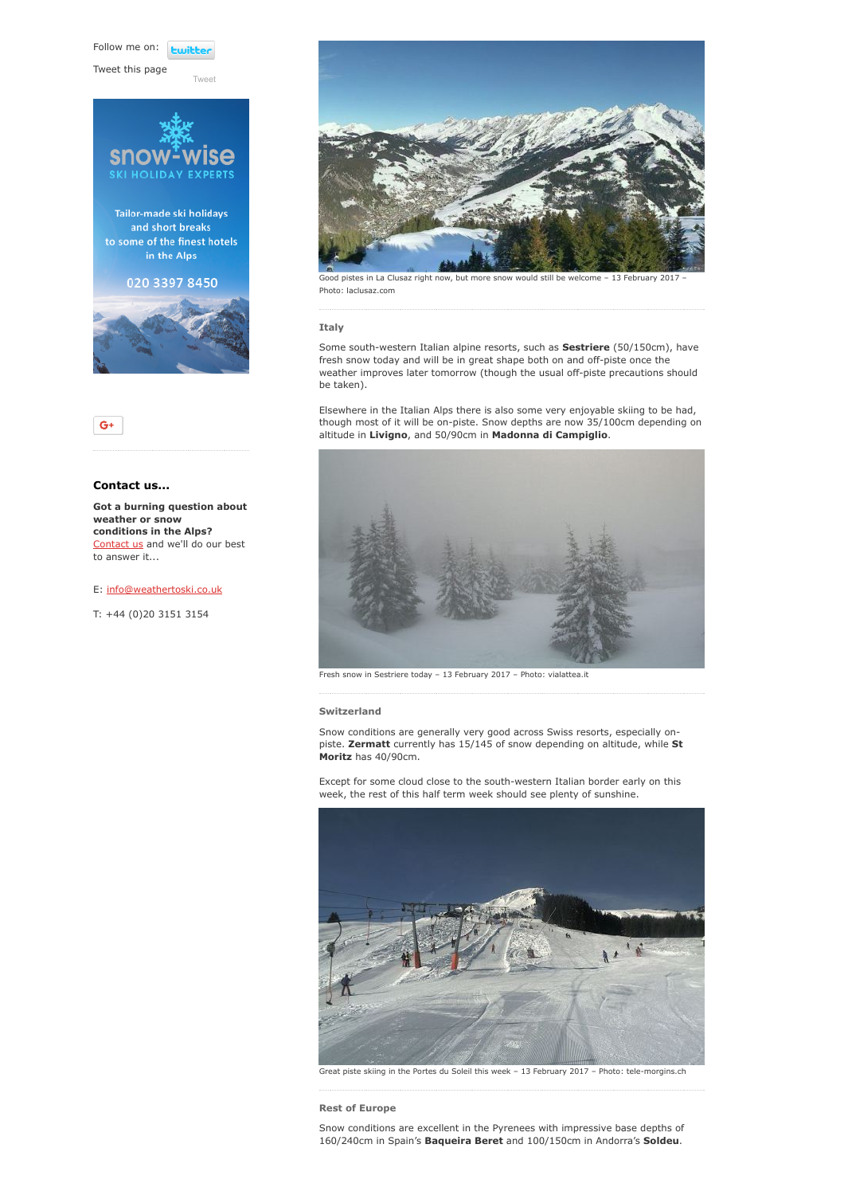Follow me on: twitter

Tweet this page

Tweet

snow-wise
SKI HOLIDAY EXPERTS

Tailor-made ski holidays and short breaks to some of the finest hotels in the Alps

020 3397 8450

G+

### Contact us...

**Got a burning question about weather or snow conditions in the Alps?** Contact us and we'll do our best to answer it...

E: info@weathertoski.co.uk

T: +44 (0)20 3151 3154

Good pistes in La Clusaz right now, but more snow would still be welcome – 13 February 2017 – Photo: laclusaz.com

### Italy

Some south-western Italian alpine resorts, such as **Sestriere** (50/150cm), have fresh snow today and will be in great shape both on and off-piste once the weather improves later tomorrow (though the usual off-piste precautions should be taken).

Elsewhere in the Italian Alps there is also some very enjoyable skiing to be had, though most of it will be on-piste. Snow depths are now 35/100cm depending on altitude in **Livigno**, and 50/90cm in **Madonna di Campiglio**.

Fresh snow in Sestriere today – 13 February 2017 – Photo: vialattea.it

### Switzerland

Snow conditions are generally very good across Swiss resorts, especially on-piste. **Zermatt** currently has 15/145 of snow depending on altitude, while **St Moritz** has 40/90cm.

Except for some cloud close to the south-western Italian border early on this week, the rest of this half term week should see plenty of sunshine.

Great piste skiing in the Portes du Soleil this week – 13 February 2017 – Photo: tele-morgins.ch

### Rest of Europe

Snow conditions are excellent in the Pyrenees with impressive base depths of 160/240cm in Spain's **Baqueira Beret** and 100/150cm in Andorra's **Soldeu**.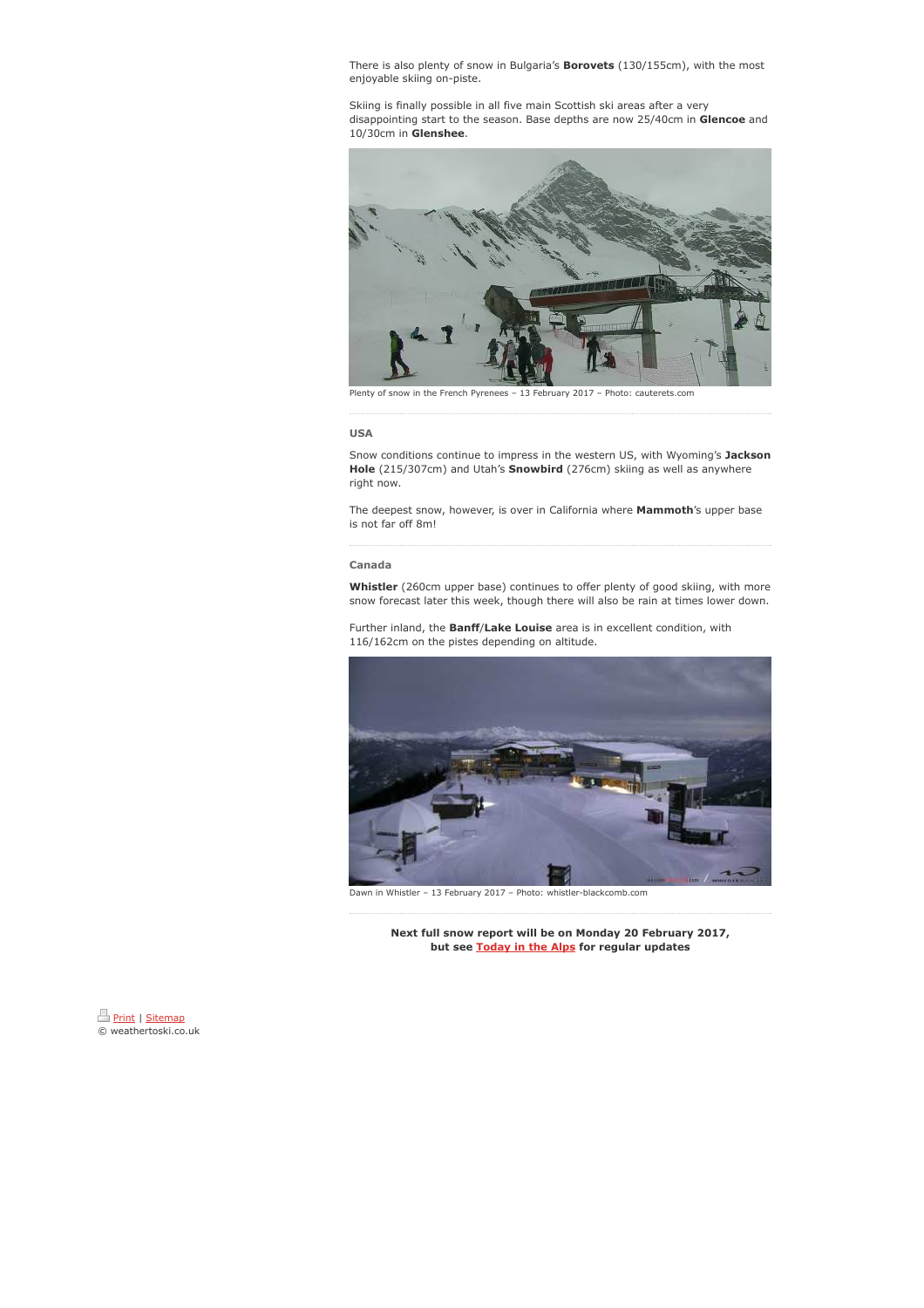There is also plenty of snow in Bulgaria's **Borovets** (130/155cm), with the most enjoyable skiing on-piste.

Skiing is finally possible in all five main Scottish ski areas after a very disappointing start to the season. Base depths are now 25/40cm in **Glencoe** and 10/30cm in **Glenshee**.

Plenty of snow in the French Pyrenees – 13 February 2017 – Photo: cauterets.com

### USA

Snow conditions continue to impress in the western US, with Wyoming's **Jackson Hole** (215/307cm) and Utah's **Snowbird** (276cm) skiing as well as anywhere right now.

The deepest snow, however, is over in California where **Mammoth**'s upper base is not far off 8m!

### Canada

**Whistler** (260cm upper base) continues to offer plenty of good skiing, with more snow forecast later this week, though there will also be rain at times lower down.

Further inland, the **Banff**/**Lake Louise** area is in excellent condition, with 116/162cm on the pistes depending on altitude.

Dawn in Whistler – 13 February 2017 – Photo: whistler-blackcomb.com

**Next full snow report will be on Monday 20 February 2017, but see Today in the Alps for regular updates**

Print | Sitemap
© weathertoski.co.uk